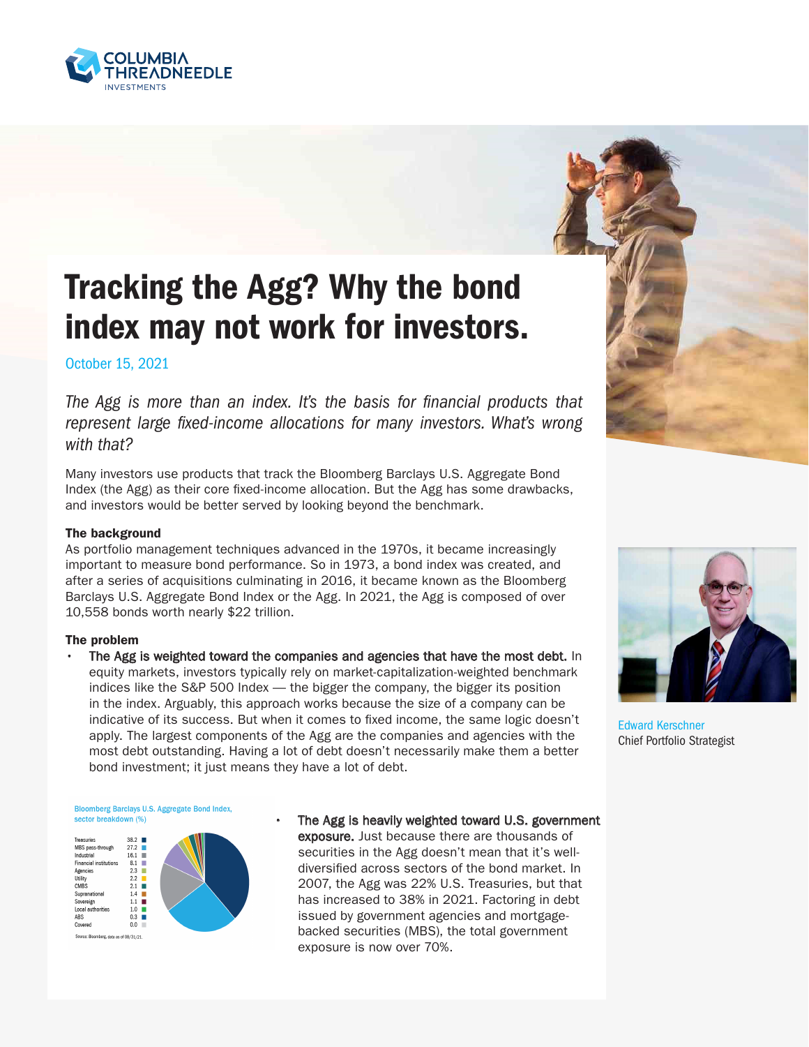# Tracking the Agg? Why the bond index may not work for investors.

October 15, 2021

*The Agg is more than an index. It's the basis for financial products that represent large fixed-income allocations for many investors. What's wrong with that?*

Many investors use products that track the Bloomberg Barclays U.S. Aggregate Bond Index (the Agg) as their core fixed-income allocation. But the Agg has some drawbacks, and investors would be better served by looking beyond the benchmark.

Edward Kerschner
Chief Portfolio Strategist

### The background

As portfolio management techniques advanced in the 1970s, it became increasingly important to measure bond performance. So in 1973, a bond index was created, and after a series of acquisitions culminating in 2016, it became known as the Bloomberg Barclays U.S. Aggregate Bond Index or the Agg. In 2021, the Agg is composed of over 10,558 bonds worth nearly $22 trillion.

### The problem

- **The Agg is weighted toward the companies and agencies that have the most debt.** In equity markets, investors typically rely on market-capitalization-weighted benchmark indices like the S&P 500 Index — the bigger the company, the bigger its position in the index. Arguably, this approach works because the size of a company can be indicative of its success. But when it comes to fixed income, the same logic doesn't apply. The largest components of the Agg are the companies and agencies with the most debt outstanding. Having a lot of debt doesn't necessarily make them a better bond investment; it just means they have a lot of debt.

Bloomberg Barclays U.S. Aggregate Bond Index, sector breakdown (%)

| Sector | % |
|---|---|
| Treasuries | 38.2 |
| MBS pass-through | 27.2 |
| Industrial | 16.1 |
| Financial institutions | 8.1 |
| Agencies | 2.3 |
| Utility | 2.2 |
| CMBS | 2.1 |
| Supranational | 1.4 |
| Sovereign | 1.1 |
| Local authorities | 1.0 |
| ABS | 0.3 |
| Covered | 0.0 |

Source: Bloomberg, data as of 08/31/21.

- **The Agg is heavily weighted toward U.S. government exposure.** Just because there are thousands of securities in the Agg doesn't mean that it's well-diversified across sectors of the bond market. In 2007, the Agg was 22% U.S. Treasuries, but that has increased to 38% in 2021. Factoring in debt issued by government agencies and mortgage-backed securities (MBS), the total government exposure is now over 70%.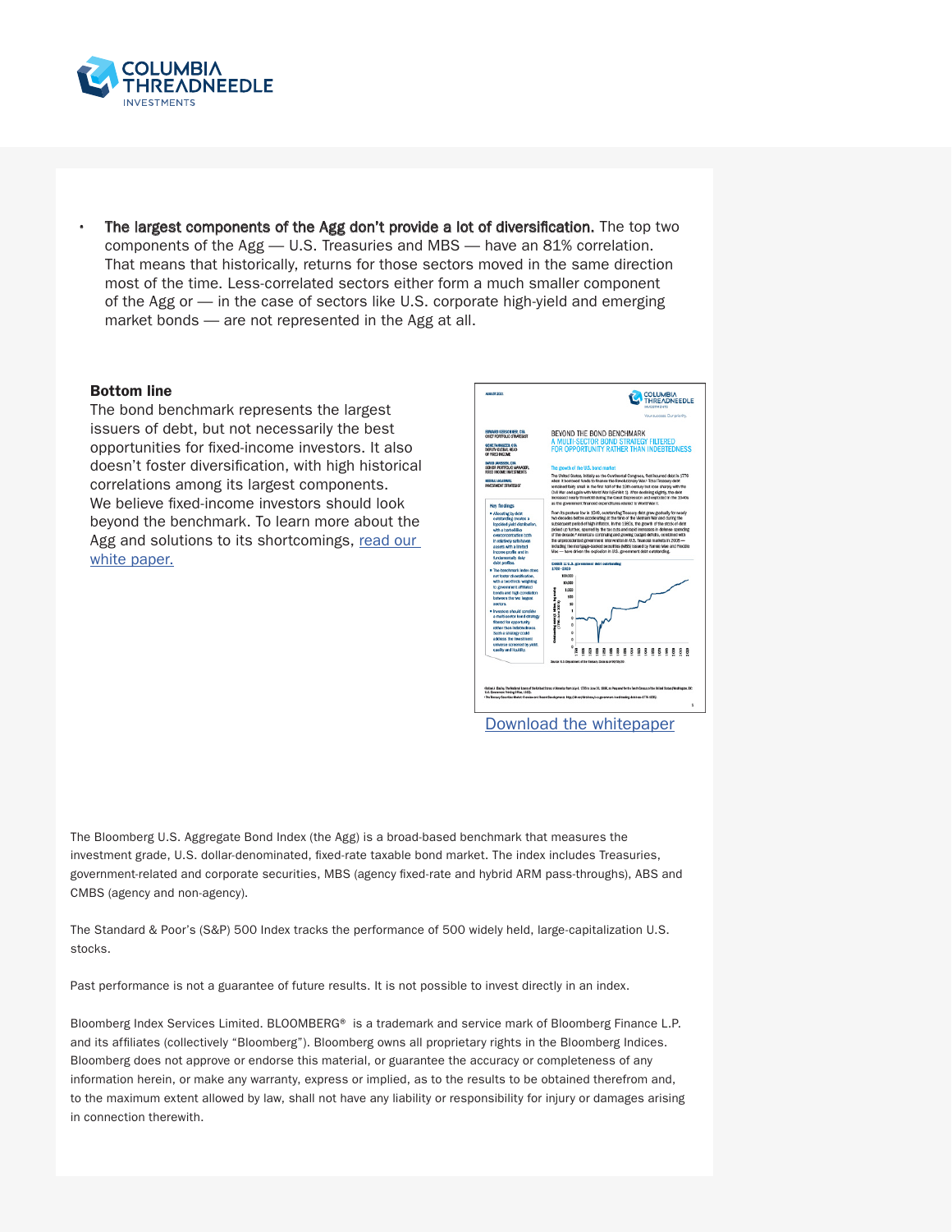- **The largest components of the Agg don't provide a lot of diversification.** The top two components of the Agg — U.S. Treasuries and MBS — have an 81% correlation. That means that historically, returns for those sectors moved in the same direction most of the time. Less-correlated sectors either form a much smaller component of the Agg or — in the case of sectors like U.S. corporate high-yield and emerging market bonds — are not represented in the Agg at all.

**Bottom line**

The bond benchmark represents the largest issuers of debt, but not necessarily the best opportunities for fixed-income investors. It also doesn't foster diversification, with high historical correlations among its largest components. We believe fixed-income investors should look beyond the benchmark. To learn more about the Agg and solutions to its shortcomings, [read our white paper.]

[Download the whitepaper]

The Bloomberg U.S. Aggregate Bond Index (the Agg) is a broad-based benchmark that measures the investment grade, U.S. dollar-denominated, fixed-rate taxable bond market. The index includes Treasuries, government-related and corporate securities, MBS (agency fixed-rate and hybrid ARM pass-throughs), ABS and CMBS (agency and non-agency).

The Standard & Poor's (S&P) 500 Index tracks the performance of 500 widely held, large-capitalization U.S. stocks.

Past performance is not a guarantee of future results. It is not possible to invest directly in an index.

Bloomberg Index Services Limited. BLOOMBERG® is a trademark and service mark of Bloomberg Finance L.P. and its affiliates (collectively "Bloomberg"). Bloomberg owns all proprietary rights in the Bloomberg Indices. Bloomberg does not approve or endorse this material, or guarantee the accuracy or completeness of any information herein, or make any warranty, express or implied, as to the results to be obtained therefrom and, to the maximum extent allowed by law, shall not have any liability or responsibility for injury or damages arising in connection therewith.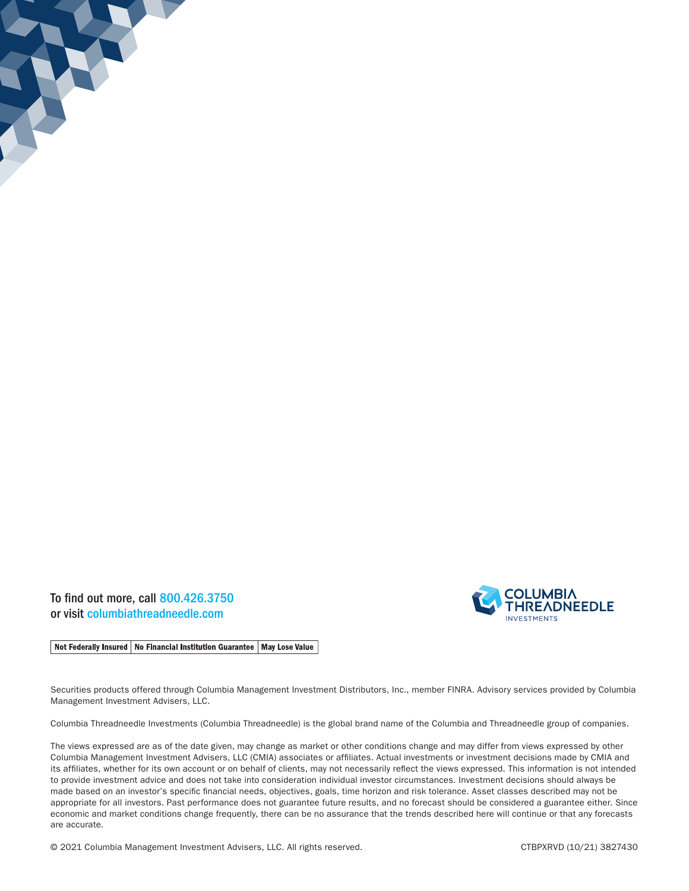To find out more, call 800.426.3750
or visit columbiathreadneedle.com

COLUMBIA THREADNEEDLE INVESTMENTS

| Not Federally Insured | No Financial Institution Guarantee | May Lose Value |
|---|---|---|

Securities products offered through Columbia Management Investment Distributors, Inc., member FINRA. Advisory services provided by Columbia Management Investment Advisers, LLC.

Columbia Threadneedle Investments (Columbia Threadneedle) is the global brand name of the Columbia and Threadneedle group of companies.

The views expressed are as of the date given, may change as market or other conditions change and may differ from views expressed by other Columbia Management Investment Advisers, LLC (CMIA) associates or affiliates. Actual investments or investment decisions made by CMIA and its affiliates, whether for its own account or on behalf of clients, may not necessarily reflect the views expressed. This information is not intended to provide investment advice and does not take into consideration individual investor circumstances. Investment decisions should always be made based on an investor's specific financial needs, objectives, goals, time horizon and risk tolerance. Asset classes described may not be appropriate for all investors. Past performance does not guarantee future results, and no forecast should be considered a guarantee either. Since economic and market conditions change frequently, there can be no assurance that the trends described here will continue or that any forecasts are accurate.

© 2021 Columbia Management Investment Advisers, LLC. All rights reserved. CTBPXRVD (10/21) 3827430